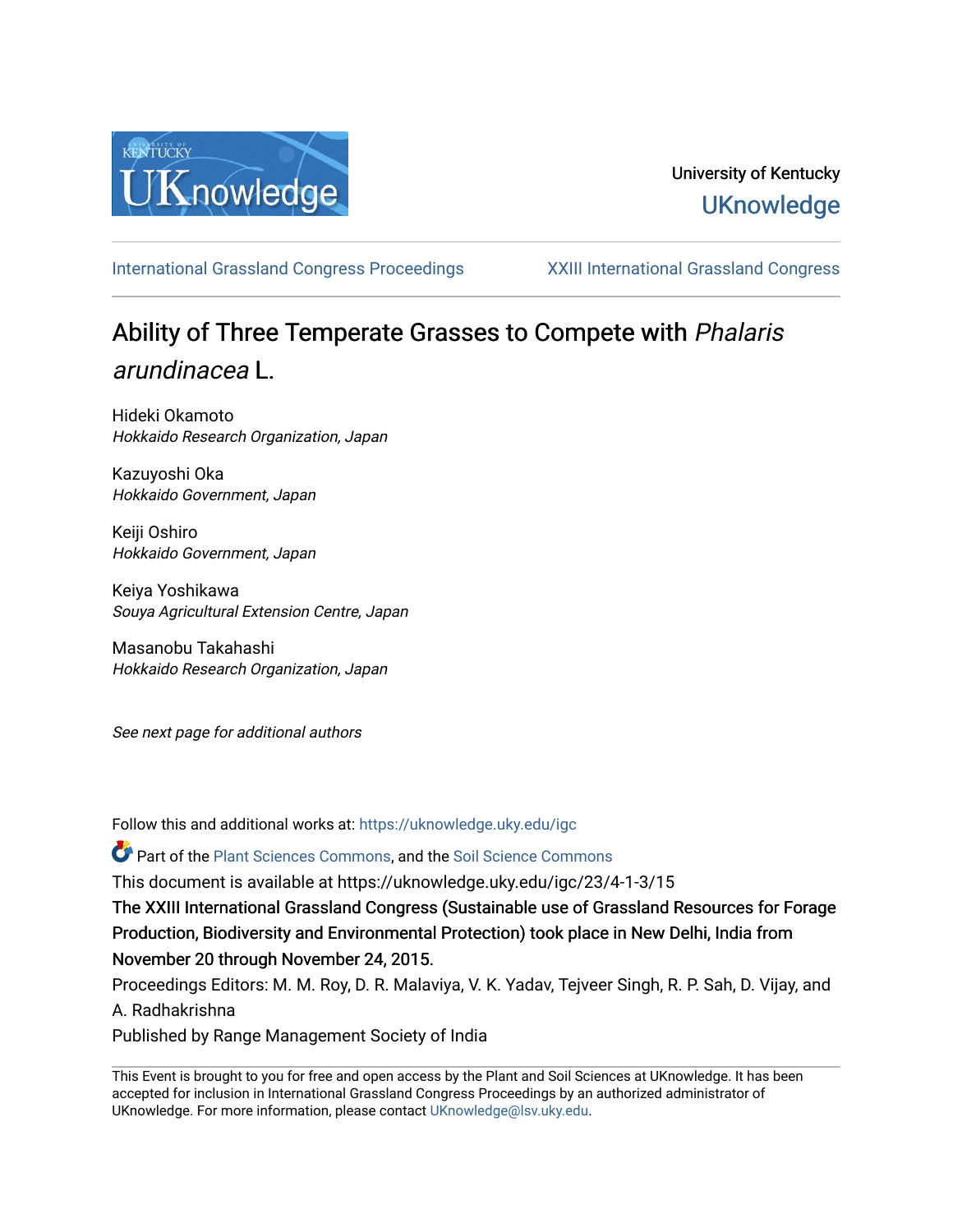University of Kentucky

UKnowledge

International Grassland Congress Proceedings

XXIII International Grassland Congress

# Ability of Three Temperate Grasses to Compete with *Phalaris arundinacea* L.

Hideki Okamoto
*Hokkaido Research Organization, Japan*

Kazuyoshi Oka
*Hokkaido Government, Japan*

Keiji Oshiro
*Hokkaido Government, Japan*

Keiya Yoshikawa
*Souya Agricultural Extension Centre, Japan*

Masanobu Takahashi
*Hokkaido Research Organization, Japan*

*See next page for additional authors*

Follow this and additional works at: https://uknowledge.uky.edu/igc

Part of the Plant Sciences Commons, and the Soil Science Commons

This document is available at https://uknowledge.uky.edu/igc/23/4-1-3/15

The XXIII International Grassland Congress (Sustainable use of Grassland Resources for Forage Production, Biodiversity and Environmental Protection) took place in New Delhi, India from November 20 through November 24, 2015.

Proceedings Editors: M. M. Roy, D. R. Malaviya, V. K. Yadav, Tejveer Singh, R. P. Sah, D. Vijay, and A. Radhakrishna

Published by Range Management Society of India

This Event is brought to you for free and open access by the Plant and Soil Sciences at UKnowledge. It has been accepted for inclusion in International Grassland Congress Proceedings by an authorized administrator of UKnowledge. For more information, please contact UKnowledge@lsv.uky.edu.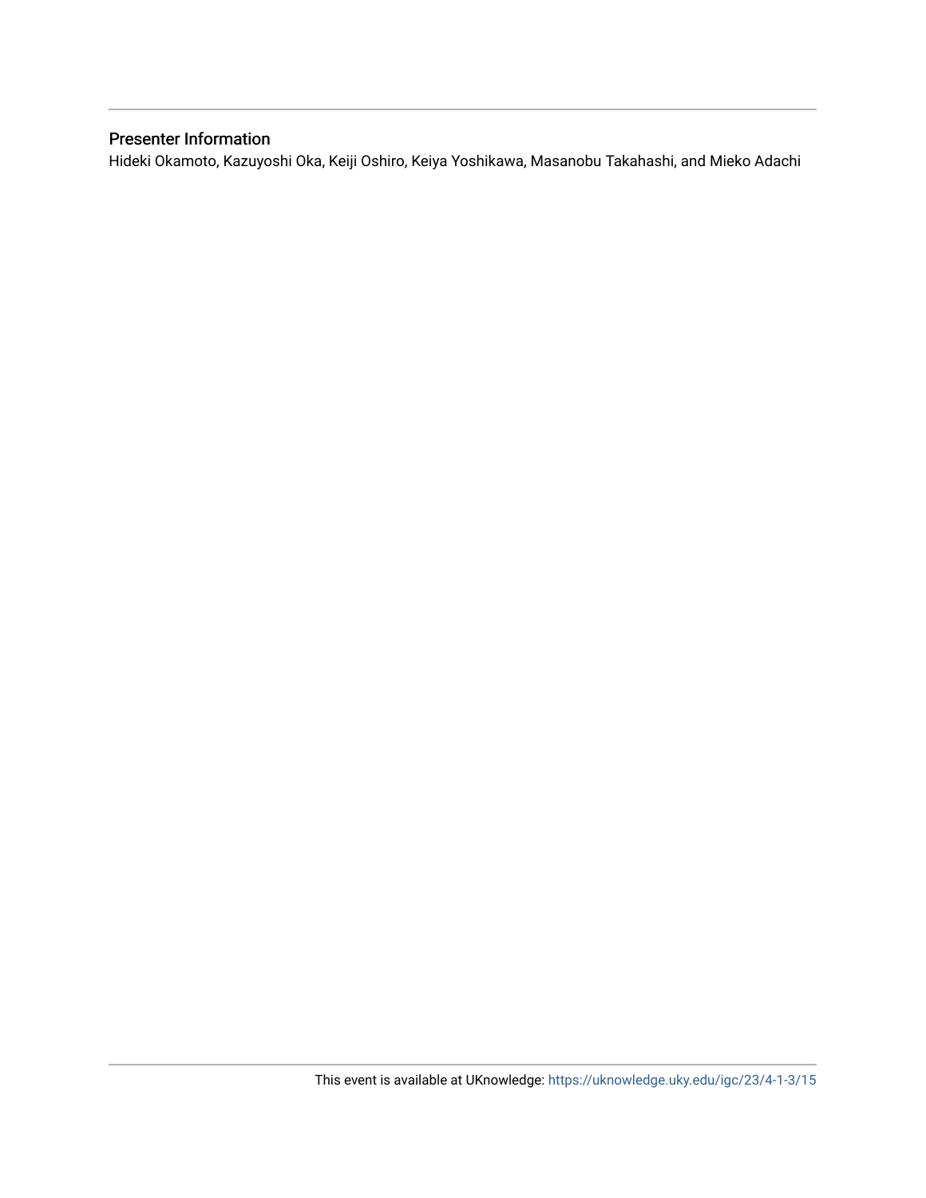## Presenter Information

Hideki Okamoto, Kazuyoshi Oka, Keiji Oshiro, Keiya Yoshikawa, Masanobu Takahashi, and Mieko Adachi

This event is available at UKnowledge: https://uknowledge.uky.edu/igc/23/4-1-3/15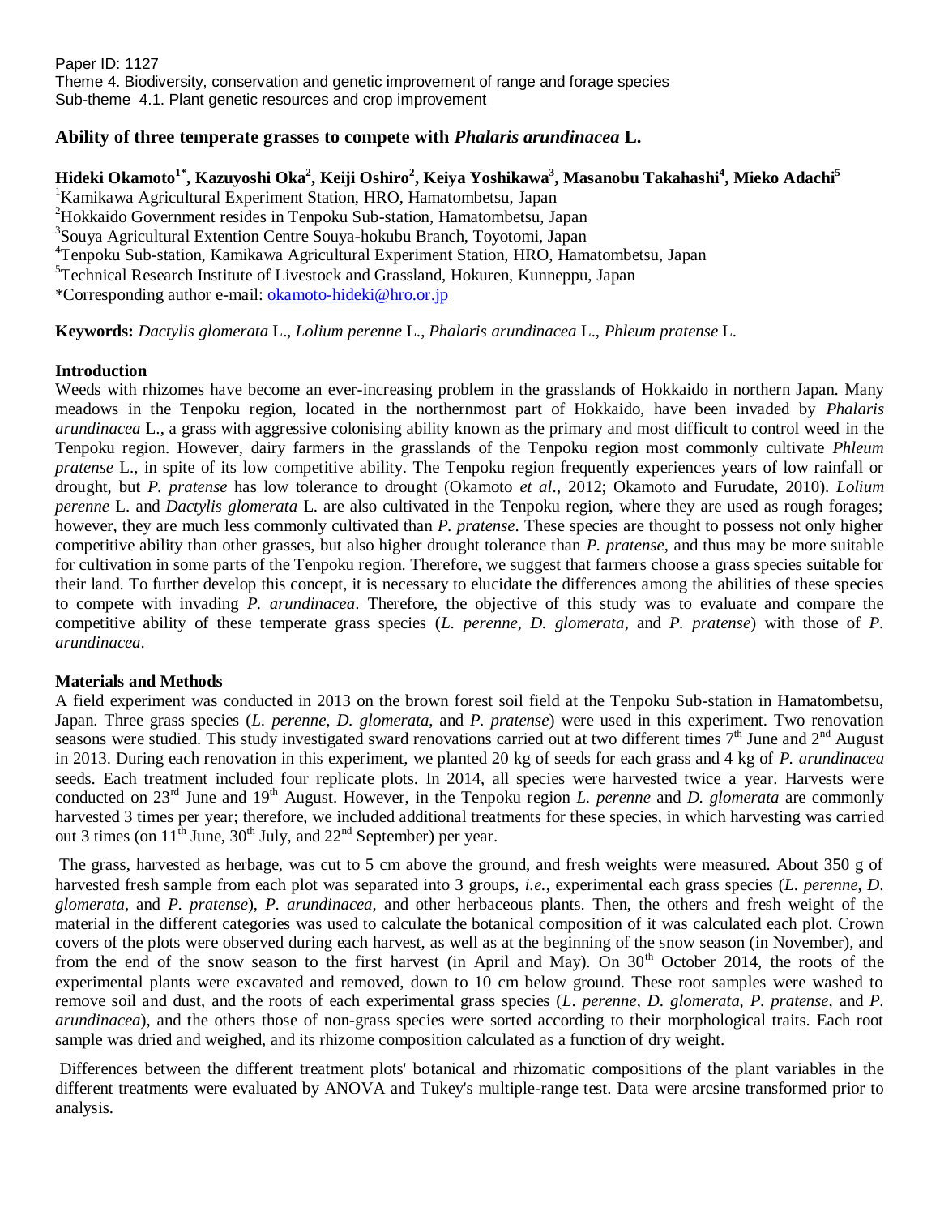Paper ID: 1127
Theme 4. Biodiversity, conservation and genetic improvement of range and forage species
Sub-theme 4.1. Plant genetic resources and crop improvement

# Ability of three temperate grasses to compete with *Phalaris arundinacea* L.

**Hideki Okamoto[1*], Kazuyoshi Oka[2], Keiji Oshiro[2], Keiya Yoshikawa[3], Masanobu Takahashi[4], Mieko Adachi[5]**

[1]Kamikawa Agricultural Experiment Station, HRO, Hamatombetsu, Japan
[2]Hokkaido Government resides in Tenpoku Sub-station, Hamatombetsu, Japan
[3]Souya Agricultural Extention Centre Souya-hokubu Branch, Toyotomi, Japan
[4]Tenpoku Sub-station, Kamikawa Agricultural Experiment Station, HRO, Hamatombetsu, Japan
[5]Technical Research Institute of Livestock and Grassland, Hokuren, Kunneppu, Japan
*Corresponding author e-mail: okamoto-hideki@hro.or.jp

**Keywords:** *Dactylis glomerata* L., *Lolium perenne* L., *Phalaris arundinacea* L., *Phleum pratense* L.

## Introduction

Weeds with rhizomes have become an ever-increasing problem in the grasslands of Hokkaido in northern Japan. Many meadows in the Tenpoku region, located in the northernmost part of Hokkaido, have been invaded by *Phalaris arundinacea* L., a grass with aggressive colonising ability known as the primary and most difficult to control weed in the Tenpoku region. However, dairy farmers in the grasslands of the Tenpoku region most commonly cultivate *Phleum pratense* L., in spite of its low competitive ability. The Tenpoku region frequently experiences years of low rainfall or drought, but *P. pratense* has low tolerance to drought (Okamoto *et al*., 2012; Okamoto and Furudate, 2010). *Lolium perenne* L. and *Dactylis glomerata* L. are also cultivated in the Tenpoku region, where they are used as rough forages; however, they are much less commonly cultivated than *P. pratense*. These species are thought to possess not only higher competitive ability than other grasses, but also higher drought tolerance than *P. pratense*, and thus may be more suitable for cultivation in some parts of the Tenpoku region. Therefore, we suggest that farmers choose a grass species suitable for their land. To further develop this concept, it is necessary to elucidate the differences among the abilities of these species to compete with invading *P. arundinacea*. Therefore, the objective of this study was to evaluate and compare the competitive ability of these temperate grass species (*L. perenne*, *D. glomerata*, and *P. pratense*) with those of *P. arundinacea*.

## Materials and Methods

A field experiment was conducted in 2013 on the brown forest soil field at the Tenpoku Sub-station in Hamatombetsu, Japan. Three grass species (*L. perenne*, *D. glomerata*, and *P. pratense*) were used in this experiment. Two renovation seasons were studied. This study investigated sward renovations carried out at two different times 7th June and 2nd August in 2013. During each renovation in this experiment, we planted 20 kg of seeds for each grass and 4 kg of *P. arundinacea* seeds. Each treatment included four replicate plots. In 2014, all species were harvested twice a year. Harvests were conducted on 23rd June and 19th August. However, in the Tenpoku region *L. perenne* and *D. glomerata* are commonly harvested 3 times per year; therefore, we included additional treatments for these species, in which harvesting was carried out 3 times (on 11th June, 30th July, and 22nd September) per year.

The grass, harvested as herbage, was cut to 5 cm above the ground, and fresh weights were measured. About 350 g of harvested fresh sample from each plot was separated into 3 groups, *i.e.*, experimental each grass species (*L. perenne*, *D. glomerata*, and *P. pratense*), *P. arundinacea*, and other herbaceous plants. Then, the others and fresh weight of the material in the different categories was used to calculate the botanical composition of it was calculated each plot. Crown covers of the plots were observed during each harvest, as well as at the beginning of the snow season (in November), and from the end of the snow season to the first harvest (in April and May). On 30th October 2014, the roots of the experimental plants were excavated and removed, down to 10 cm below ground. These root samples were washed to remove soil and dust, and the roots of each experimental grass species (*L. perenne*, *D. glomerata*, *P. pratense*, and *P. arundinacea*), and the others those of non-grass species were sorted according to their morphological traits. Each root sample was dried and weighed, and its rhizome composition calculated as a function of dry weight.

Differences between the different treatment plots' botanical and rhizomatic compositions of the plant variables in the different treatments were evaluated by ANOVA and Tukey's multiple-range test. Data were arcsine transformed prior to analysis.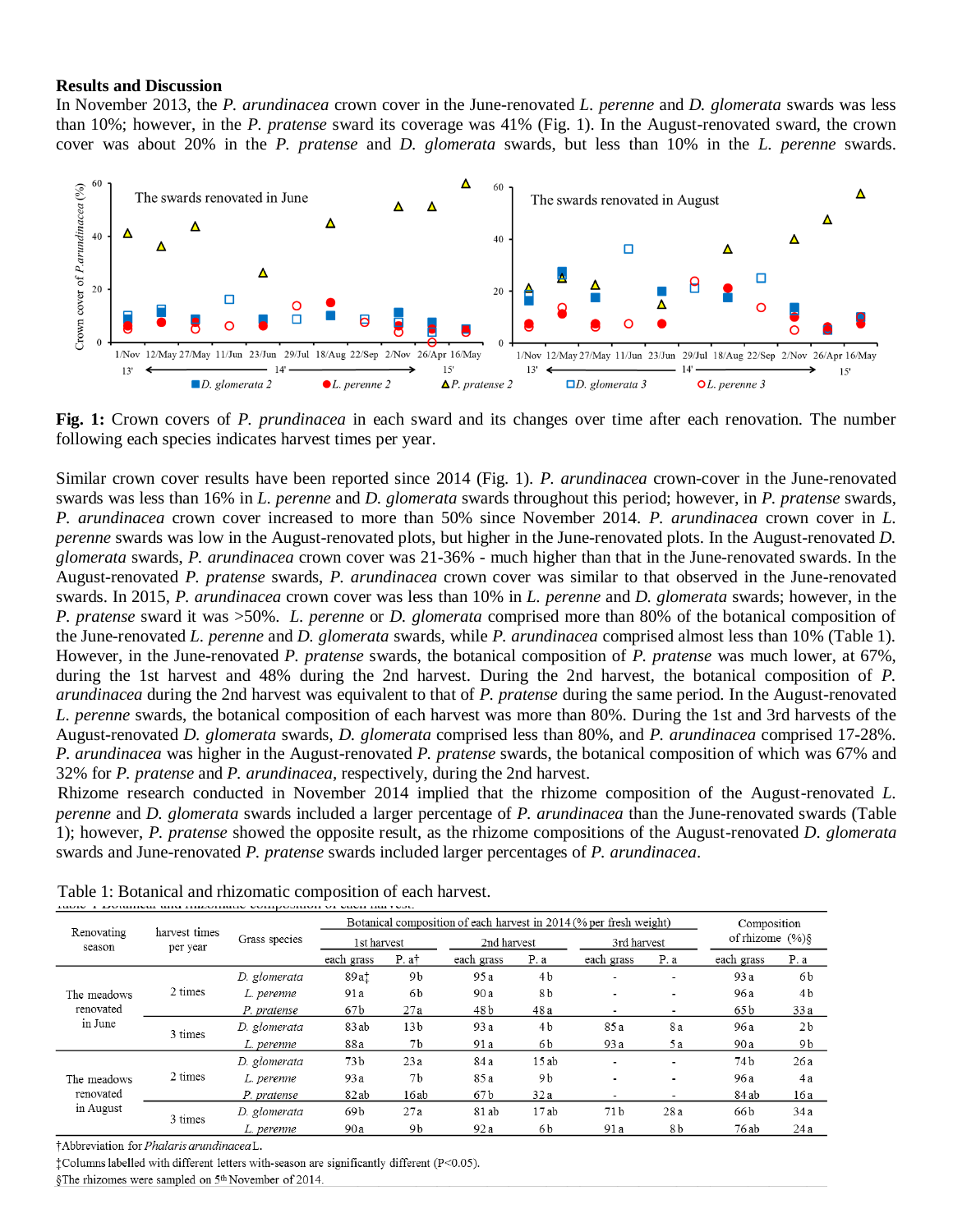## Results and Discussion

In November 2013, the *P. arundinacea* crown cover in the June-renovated *L. perenne* and *D. glomerata* swards was less than 10%; however, in the *P. pratense* sward its coverage was 41% (Fig. 1). In the August-renovated sward, the crown cover was about 20% in the *P. pratense* and *D. glomerata* swards, but less than 10% in the *L. perenne* swards.

**Fig. 1:** Crown covers of *P. prundinacea* in each sward and its changes over time after each renovation. The number following each species indicates harvest times per year.

Similar crown cover results have been reported since 2014 (Fig. 1). *P. arundinacea* crown-cover in the June-renovated swards was less than 16% in *L. perenne* and *D. glomerata* swards throughout this period; however, in *P. pratense* swards, *P. arundinacea* crown cover increased to more than 50% since November 2014. *P. arundinacea* crown cover in *L. perenne* swards was low in the August-renovated plots, but higher in the June-renovated plots. In the August-renovated *D. glomerata* swards, *P. arundinacea* crown cover was 21-36% - much higher than that in the June-renovated swards. In the August-renovated *P. pratense* swards, *P. arundinacea* crown cover was similar to that observed in the June-renovated swards. In 2015, *P. arundinacea* crown cover was less than 10% in *L. perenne* and *D. glomerata* swards; however, in the *P. pratense* sward it was >50%. *L. perenne* or *D. glomerata* comprised more than 80% of the botanical composition of the June-renovated *L. perenne* and *D. glomerata* swards, while *P. arundinacea* comprised almost less than 10% (Table 1). However, in the June-renovated *P. pratense* swards, the botanical composition of *P. pratense* was much lower, at 67%, during the 1st harvest and 48% during the 2nd harvest. During the 2nd harvest, the botanical composition of *P. arundinacea* during the 2nd harvest was equivalent to that of *P. pratense* during the same period. In the August-renovated *L. perenne* swards, the botanical composition of each harvest was more than 80%. During the 1st and 3rd harvests of the August-renovated *D. glomerata* swards, *D. glomerata* comprised less than 80%, and *P. arundinacea* comprised 17-28%. *P. arundinacea* was higher in the August-renovated *P. pratense* swards, the botanical composition of which was 67% and 32% for *P. pratense* and *P. arundinacea*, respectively, during the 2nd harvest.

Rhizome research conducted in November 2014 implied that the rhizome composition of the August-renovated *L. perenne* and *D. glomerata* swards included a larger percentage of *P. arundinacea* than the June-renovated swards (Table 1); however, *P. pratense* showed the opposite result, as the rhizome compositions of the August-renovated *D. glomerata* swards and June-renovated *P. pratense* swards included larger percentages of *P. arundinacea*.

Table 1: Botanical and rhizomatic composition of each harvest.

| Renovating season | harvest times per year | Grass species | Botanical composition of each harvest in 2014 (% per fresh weight) | | | | | | Composition of rhizome (%)§ | |
|---|---|---|---|---|---|---|---|---|---|---|
| | | | 1st harvest | | 2nd harvest | | 3rd harvest | | | |
| | | | each grass | P. a† | each grass | P. a | each grass | P. a | each grass | P. a |
| The meadows renovated in June | 2 times | *D. glomerata* | 89a‡ | 9b | 95a | 4b | - | - | 93a | 6b |
| | | *L. perenne* | 91a | 6b | 90a | 8b | - | - | 96a | 4b |
| | | *P. pratense* | 67b | 27a | 48b | 48a | - | - | 65b | 33a |
| | 3 times | *D. glomerata* | 83ab | 13b | 93a | 4b | 85a | 8a | 96a | 2b |
| | | *L. perenne* | 88a | 7b | 91a | 6b | 93a | 5a | 90a | 9b |
| The meadows renovated in August | 2 times | *D. glomerata* | 73b | 23a | 84a | 15ab | - | - | 74b | 26a |
| | | *L. perenne* | 93a | 7b | 85a | 9b | - | - | 96a | 4b |
| | | *P. pratense* | 82ab | 16ab | 67b | 32a | - | - | 84ab | 16a |
| | 3 times | *D. glomerata* | 69b | 27a | 81ab | 17ab | 71b | 28a | 66b | 34a |
| | | *L. perenne* | 90a | 9b | 92a | 6b | 91a | 8b | 76ab | 24a |

†Abbreviation for *Phalaris arundinacea* L.

‡Columns labelled with different letters with-season are significantly different (P<0.05).

§The rhizomes were sampled on 5th November of 2014.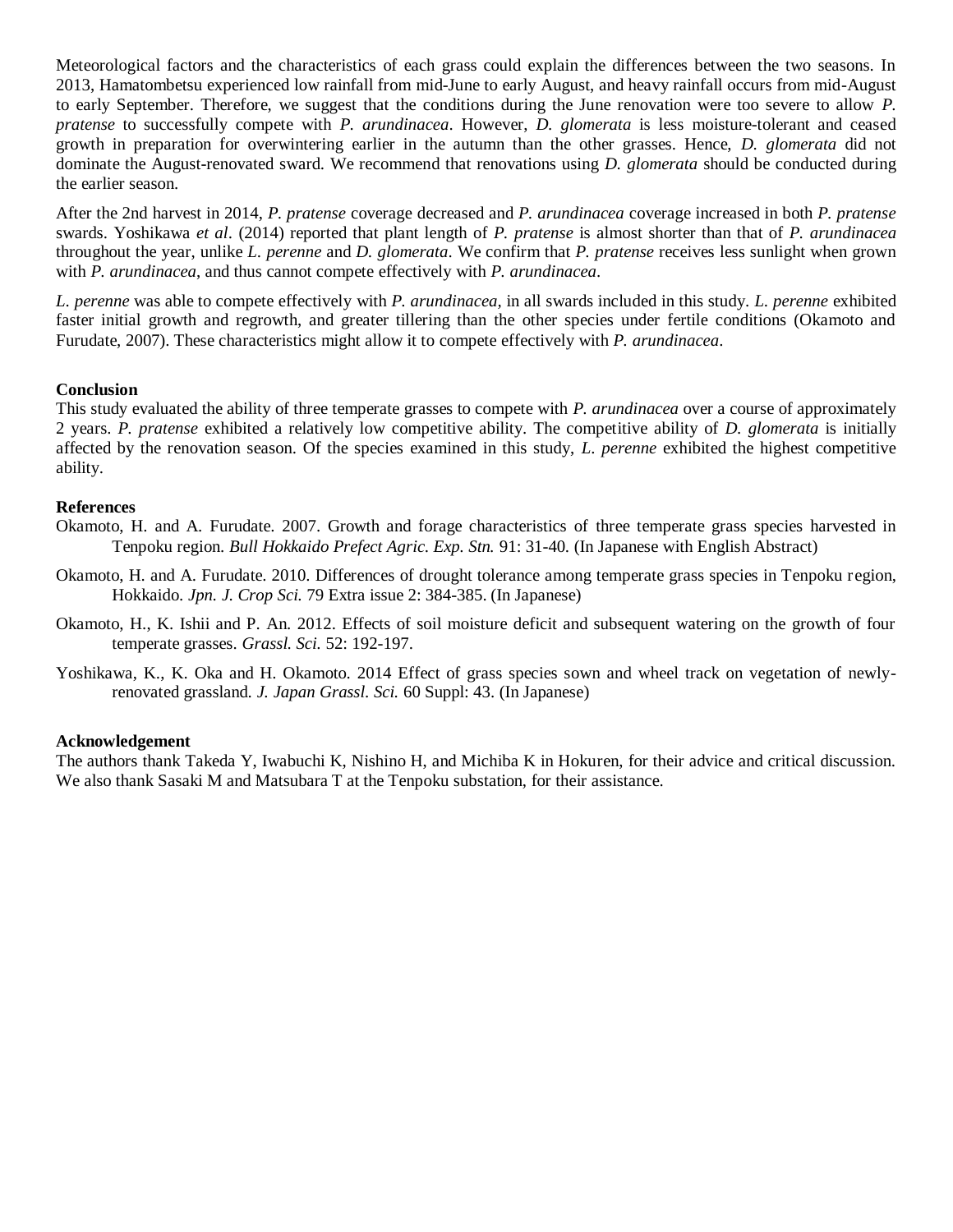Meteorological factors and the characteristics of each grass could explain the differences between the two seasons. In 2013, Hamatombetsu experienced low rainfall from mid-June to early August, and heavy rainfall occurs from mid-August to early September. Therefore, we suggest that the conditions during the June renovation were too severe to allow *P. pratense* to successfully compete with *P. arundinacea*. However, *D. glomerata* is less moisture-tolerant and ceased growth in preparation for overwintering earlier in the autumn than the other grasses. Hence, *D. glomerata* did not dominate the August-renovated sward. We recommend that renovations using *D. glomerata* should be conducted during the earlier season.

After the 2nd harvest in 2014, *P. pratense* coverage decreased and *P. arundinacea* coverage increased in both *P. pratense* swards. Yoshikawa *et al*. (2014) reported that plant length of *P. pratense* is almost shorter than that of *P. arundinacea* throughout the year, unlike *L. perenne* and *D. glomerata*. We confirm that *P. pratense* receives less sunlight when grown with *P. arundinacea*, and thus cannot compete effectively with *P. arundinacea*.

*L. perenne* was able to compete effectively with *P. arundinacea*, in all swards included in this study. *L. perenne* exhibited faster initial growth and regrowth, and greater tillering than the other species under fertile conditions (Okamoto and Furudate, 2007). These characteristics might allow it to compete effectively with *P. arundinacea*.

**Conclusion**

This study evaluated the ability of three temperate grasses to compete with *P. arundinacea* over a course of approximately 2 years. *P. pratense* exhibited a relatively low competitive ability. The competitive ability of *D. glomerata* is initially affected by the renovation season. Of the species examined in this study, *L. perenne* exhibited the highest competitive ability.

**References**

Okamoto, H. and A. Furudate. 2007. Growth and forage characteristics of three temperate grass species harvested in Tenpoku region. *Bull Hokkaido Prefect Agric. Exp. Stn.* 91: 31-40. (In Japanese with English Abstract)

Okamoto, H. and A. Furudate. 2010. Differences of drought tolerance among temperate grass species in Tenpoku region, Hokkaido. *Jpn. J. Crop Sci.* 79 Extra issue 2: 384-385. (In Japanese)

Okamoto, H., K. Ishii and P. An. 2012. Effects of soil moisture deficit and subsequent watering on the growth of four temperate grasses. *Grassl. Sci.* 52: 192-197.

Yoshikawa, K., K. Oka and H. Okamoto. 2014 Effect of grass species sown and wheel track on vegetation of newly-renovated grassland. *J. Japan Grassl. Sci.* 60 Suppl: 43. (In Japanese)

**Acknowledgement**

The authors thank Takeda Y, Iwabuchi K, Nishino H, and Michiba K in Hokuren, for their advice and critical discussion. We also thank Sasaki M and Matsubara T at the Tenpoku substation, for their assistance.